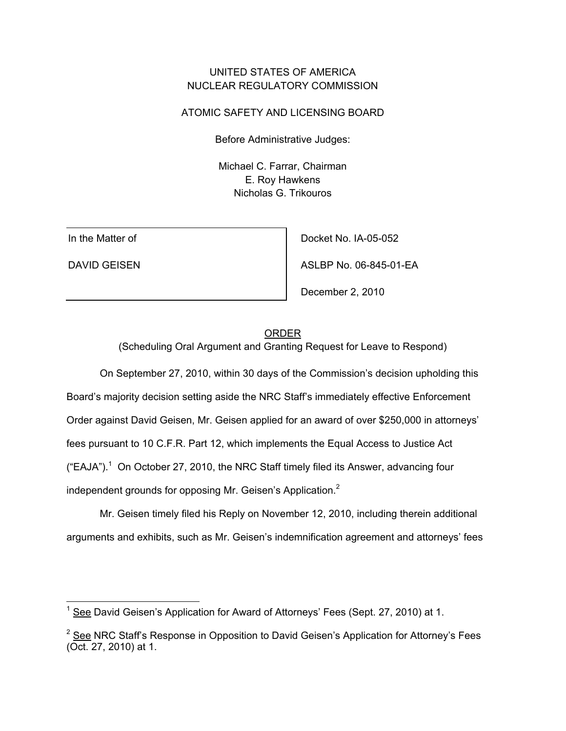UNITED STATES OF AMERICA
NUCLEAR REGULATORY COMMISSION

ATOMIC SAFETY AND LICENSING BOARD

Before Administrative Judges:

Michael C. Farrar, Chairman
E. Roy Hawkens
Nicholas G. Trikouros

| In the Matter of | Docket No. IA-05-052 |
|---|---|
| DAVID GEISEN | ASLBP No. 06-845-01-EA |
| | December 2, 2010 |

ORDER
(Scheduling Oral Argument and Granting Request for Leave to Respond)

On September 27, 2010, within 30 days of the Commission's decision upholding this Board's majority decision setting aside the NRC Staff's immediately effective Enforcement Order against David Geisen, Mr. Geisen applied for an award of over $250,000 in attorneys' fees pursuant to 10 C.F.R. Part 12, which implements the Equal Access to Justice Act ("EAJA").[1] On October 27, 2010, the NRC Staff timely filed its Answer, advancing four independent grounds for opposing Mr. Geisen's Application.[2]

Mr. Geisen timely filed his Reply on November 12, 2010, including therein additional arguments and exhibits, such as Mr. Geisen's indemnification agreement and attorneys' fees

---

[1] See David Geisen's Application for Award of Attorneys' Fees (Sept. 27, 2010) at 1.

[2] See NRC Staff's Response in Opposition to David Geisen's Application for Attorney's Fees (Oct. 27, 2010) at 1.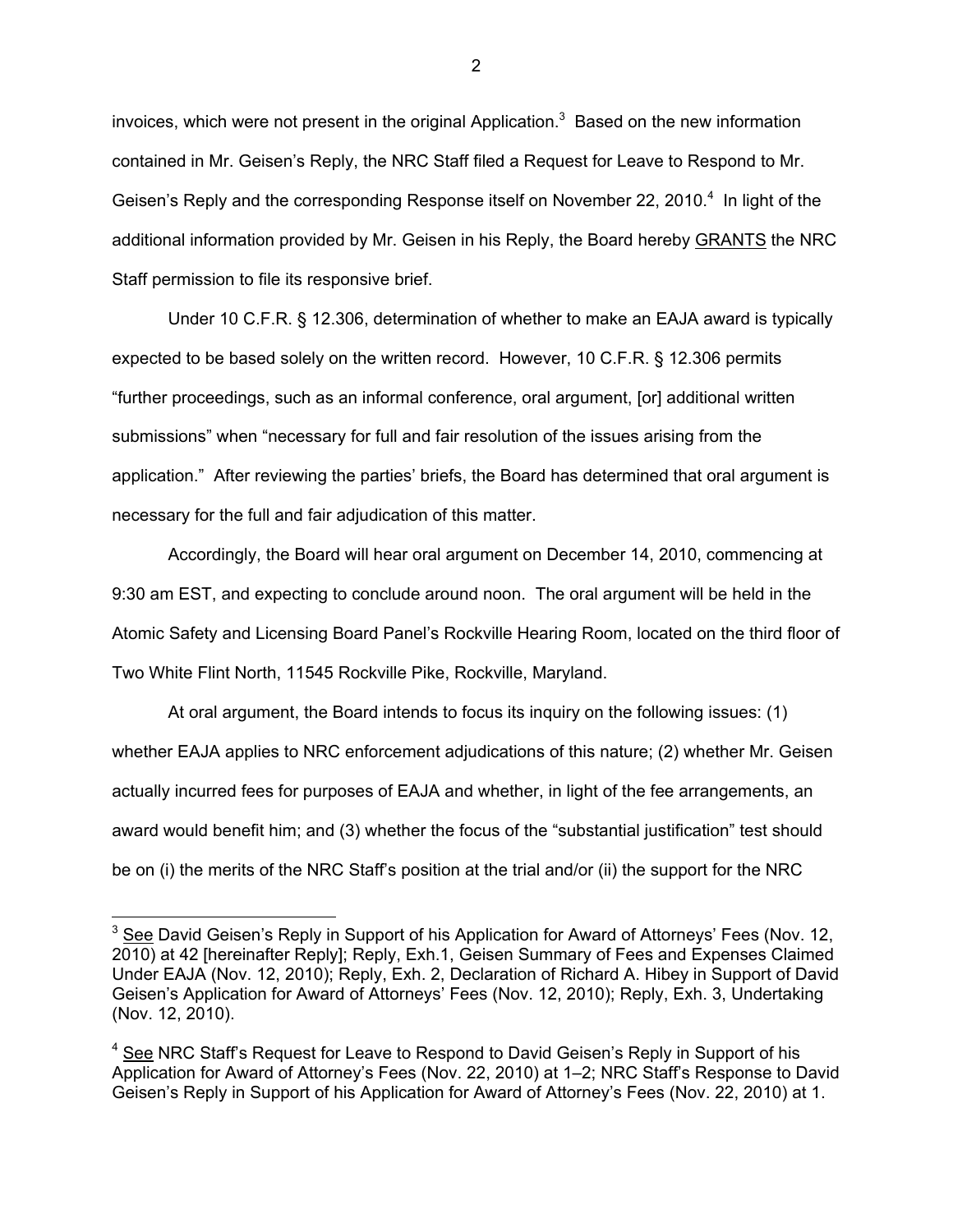invoices, which were not present in the original Application.[3] Based on the new information contained in Mr. Geisen's Reply, the NRC Staff filed a Request for Leave to Respond to Mr. Geisen's Reply and the corresponding Response itself on November 22, 2010.[4] In light of the additional information provided by Mr. Geisen in his Reply, the Board hereby GRANTS the NRC Staff permission to file its responsive brief.

Under 10 C.F.R. § 12.306, determination of whether to make an EAJA award is typically expected to be based solely on the written record. However, 10 C.F.R. § 12.306 permits "further proceedings, such as an informal conference, oral argument, [or] additional written submissions" when "necessary for full and fair resolution of the issues arising from the application." After reviewing the parties' briefs, the Board has determined that oral argument is necessary for the full and fair adjudication of this matter.

Accordingly, the Board will hear oral argument on December 14, 2010, commencing at 9:30 am EST, and expecting to conclude around noon. The oral argument will be held in the Atomic Safety and Licensing Board Panel's Rockville Hearing Room, located on the third floor of Two White Flint North, 11545 Rockville Pike, Rockville, Maryland.

At oral argument, the Board intends to focus its inquiry on the following issues: (1) whether EAJA applies to NRC enforcement adjudications of this nature; (2) whether Mr. Geisen actually incurred fees for purposes of EAJA and whether, in light of the fee arrangements, an award would benefit him; and (3) whether the focus of the "substantial justification" test should be on (i) the merits of the NRC Staff's position at the trial and/or (ii) the support for the NRC

---

[3] See David Geisen's Reply in Support of his Application for Award of Attorneys' Fees (Nov. 12, 2010) at 42 [hereinafter Reply]; Reply, Exh.1, Geisen Summary of Fees and Expenses Claimed Under EAJA (Nov. 12, 2010); Reply, Exh. 2, Declaration of Richard A. Hibey in Support of David Geisen's Application for Award of Attorneys' Fees (Nov. 12, 2010); Reply, Exh. 3, Undertaking (Nov. 12, 2010).

[4] See NRC Staff's Request for Leave to Respond to David Geisen's Reply in Support of his Application for Award of Attorney's Fees (Nov. 22, 2010) at 1–2; NRC Staff's Response to David Geisen's Reply in Support of his Application for Award of Attorney's Fees (Nov. 22, 2010) at 1.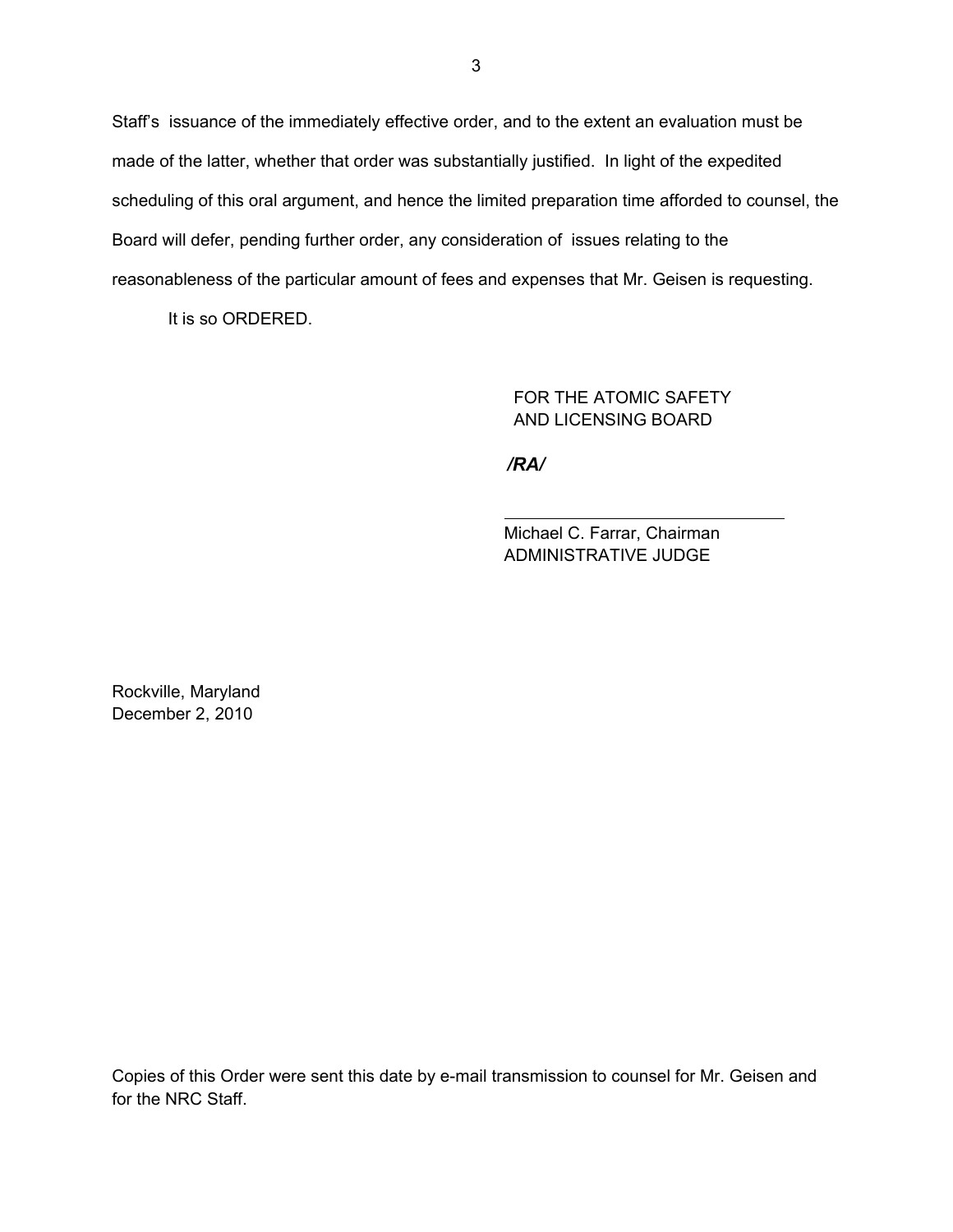Staff's issuance of the immediately effective order, and to the extent an evaluation must be made of the latter, whether that order was substantially justified. In light of the expedited scheduling of this oral argument, and hence the limited preparation time afforded to counsel, the Board will defer, pending further order, any consideration of issues relating to the reasonableness of the particular amount of fees and expenses that Mr. Geisen is requesting.

It is so ORDERED.

FOR THE ATOMIC SAFETY
AND LICENSING BOARD

***/RA/***

Michael C. Farrar, Chairman
ADMINISTRATIVE JUDGE

Rockville, Maryland
December 2, 2010

Copies of this Order were sent this date by e-mail transmission to counsel for Mr. Geisen and for the NRC Staff.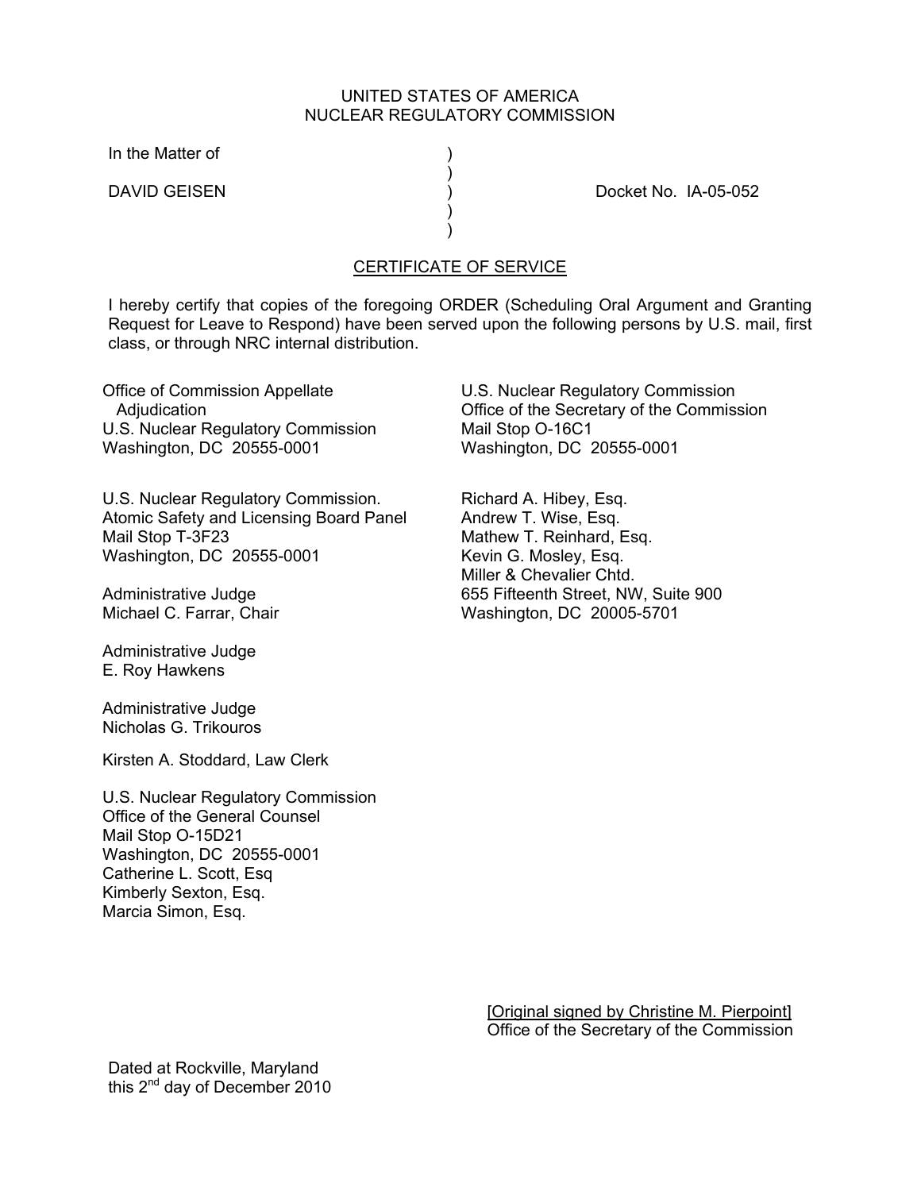UNITED STATES OF AMERICA
NUCLEAR REGULATORY COMMISSION

In the Matter of )
)
DAVID GEISEN ) Docket No. IA-05-052
)
)

## CERTIFICATE OF SERVICE

I hereby certify that copies of the foregoing ORDER (Scheduling Oral Argument and Granting Request for Leave to Respond) have been served upon the following persons by U.S. mail, first class, or through NRC internal distribution.

Office of Commission Appellate Adjudication
U.S. Nuclear Regulatory Commission
Washington, DC 20555-0001

U.S. Nuclear Regulatory Commission.
Atomic Safety and Licensing Board Panel
Mail Stop T-3F23
Washington, DC 20555-0001

Administrative Judge
Michael C. Farrar, Chair

Administrative Judge
E. Roy Hawkens

Administrative Judge
Nicholas G. Trikouros

Kirsten A. Stoddard, Law Clerk

U.S. Nuclear Regulatory Commission
Office of the General Counsel
Mail Stop O-15D21
Washington, DC 20555-0001
Catherine L. Scott, Esq
Kimberly Sexton, Esq.
Marcia Simon, Esq.

U.S. Nuclear Regulatory Commission
Office of the Secretary of the Commission
Mail Stop O-16C1
Washington, DC 20555-0001

Richard A. Hibey, Esq.
Andrew T. Wise, Esq.
Mathew T. Reinhard, Esq.
Kevin G. Mosley, Esq.
Miller & Chevalier Chtd.
655 Fifteenth Street, NW, Suite 900
Washington, DC 20005-5701

[Original signed by Christine M. Pierpoint]
Office of the Secretary of the Commission

Dated at Rockville, Maryland
this 2nd day of December 2010